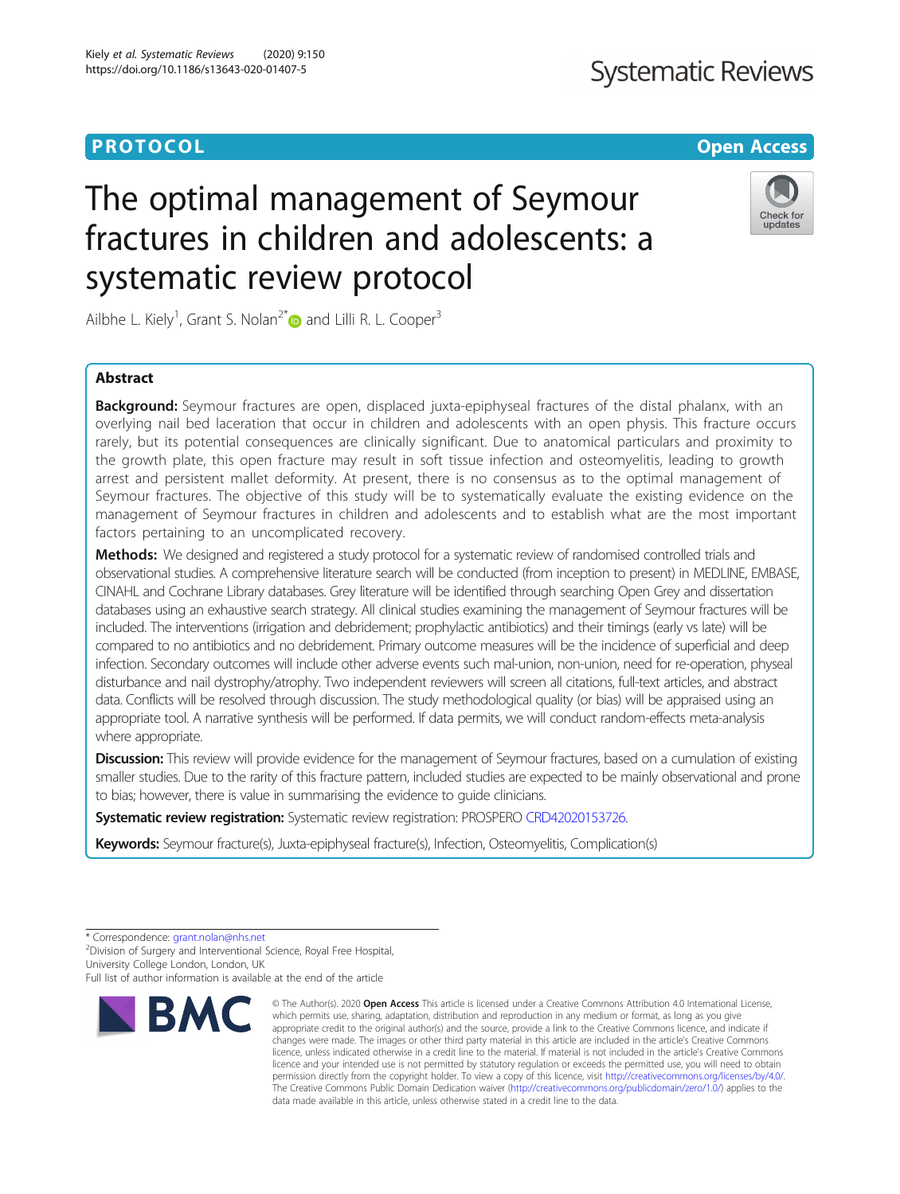PROTOCOL

Open Access

# The optimal management of Seymour fractures in children and adolescents: a systematic review protocol

Ailbhe L. Kiely[1], Grant S. Nolan[2*] and Lilli R. L. Cooper[3]

## Abstract

**Background:** Seymour fractures are open, displaced juxta-epiphyseal fractures of the distal phalanx, with an overlying nail bed laceration that occur in children and adolescents with an open physis. This fracture occurs rarely, but its potential consequences are clinically significant. Due to anatomical particulars and proximity to the growth plate, this open fracture may result in soft tissue infection and osteomyelitis, leading to growth arrest and persistent mallet deformity. At present, there is no consensus as to the optimal management of Seymour fractures. The objective of this study will be to systematically evaluate the existing evidence on the management of Seymour fractures in children and adolescents and to establish what are the most important factors pertaining to an uncomplicated recovery.

**Methods:** We designed and registered a study protocol for a systematic review of randomised controlled trials and observational studies. A comprehensive literature search will be conducted (from inception to present) in MEDLINE, EMBASE, CINAHL and Cochrane Library databases. Grey literature will be identified through searching Open Grey and dissertation databases using an exhaustive search strategy. All clinical studies examining the management of Seymour fractures will be included. The interventions (irrigation and debridement; prophylactic antibiotics) and their timings (early vs late) will be compared to no antibiotics and no debridement. Primary outcome measures will be the incidence of superficial and deep infection. Secondary outcomes will include other adverse events such mal-union, non-union, need for re-operation, physeal disturbance and nail dystrophy/atrophy. Two independent reviewers will screen all citations, full-text articles, and abstract data. Conflicts will be resolved through discussion. The study methodological quality (or bias) will be appraised using an appropriate tool. A narrative synthesis will be performed. If data permits, we will conduct random-effects meta-analysis where appropriate.

**Discussion:** This review will provide evidence for the management of Seymour fractures, based on a cumulation of existing smaller studies. Due to the rarity of this fracture pattern, included studies are expected to be mainly observational and prone to bias; however, there is value in summarising the evidence to guide clinicians.

**Systematic review registration:** Systematic review registration: PROSPERO CRD42020153726.

**Keywords:** Seymour fracture(s), Juxta-epiphyseal fracture(s), Infection, Osteomyelitis, Complication(s)

---

\* Correspondence: grant.nolan@nhs.net
[2]Division of Surgery and Interventional Science, Royal Free Hospital, University College London, London, UK
Full list of author information is available at the end of the article

© The Author(s). 2020 **Open Access** This article is licensed under a Creative Commons Attribution 4.0 International License, which permits use, sharing, adaptation, distribution and reproduction in any medium or format, as long as you give appropriate credit to the original author(s) and the source, provide a link to the Creative Commons licence, and indicate if changes were made. The images or other third party material in this article are included in the article's Creative Commons licence, unless indicated otherwise in a credit line to the material. If material is not included in the article's Creative Commons licence and your intended use is not permitted by statutory regulation or exceeds the permitted use, you will need to obtain permission directly from the copyright holder. To view a copy of this licence, visit http://creativecommons.org/licenses/by/4.0/. The Creative Commons Public Domain Dedication waiver (http://creativecommons.org/publicdomain/zero/1.0/) applies to the data made available in this article, unless otherwise stated in a credit line to the data.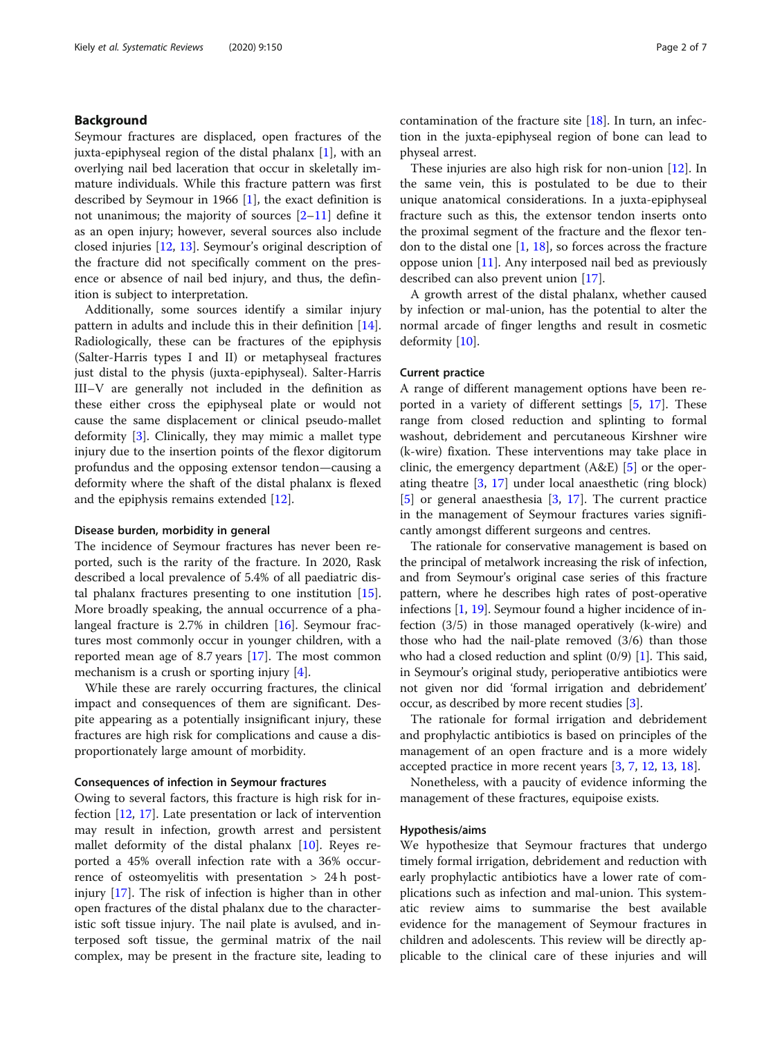## Background

Seymour fractures are displaced, open fractures of the juxta-epiphyseal region of the distal phalanx [1], with an overlying nail bed laceration that occur in skeletally immature individuals. While this fracture pattern was first described by Seymour in 1966 [1], the exact definition is not unanimous; the majority of sources [2–11] define it as an open injury; however, several sources also include closed injuries [12, 13]. Seymour's original description of the fracture did not specifically comment on the presence or absence of nail bed injury, and thus, the definition is subject to interpretation.

Additionally, some sources identify a similar injury pattern in adults and include this in their definition [14]. Radiologically, these can be fractures of the epiphysis (Salter-Harris types I and II) or metaphyseal fractures just distal to the physis (juxta-epiphyseal). Salter-Harris III–V are generally not included in the definition as these either cross the epiphyseal plate or would not cause the same displacement or clinical pseudo-mallet deformity [3]. Clinically, they may mimic a mallet type injury due to the insertion points of the flexor digitorum profundus and the opposing extensor tendon—causing a deformity where the shaft of the distal phalanx is flexed and the epiphysis remains extended [12].

### Disease burden, morbidity in general

The incidence of Seymour fractures has never been reported, such is the rarity of the fracture. In 2020, Rask described a local prevalence of 5.4% of all paediatric distal phalanx fractures presenting to one institution [15]. More broadly speaking, the annual occurrence of a phalangeal fracture is 2.7% in children [16]. Seymour fractures most commonly occur in younger children, with a reported mean age of 8.7 years [17]. The most common mechanism is a crush or sporting injury [4].

While these are rarely occurring fractures, the clinical impact and consequences of them are significant. Despite appearing as a potentially insignificant injury, these fractures are high risk for complications and cause a disproportionately large amount of morbidity.

### Consequences of infection in Seymour fractures

Owing to several factors, this fracture is high risk for infection [12, 17]. Late presentation or lack of intervention may result in infection, growth arrest and persistent mallet deformity of the distal phalanx [10]. Reyes reported a 45% overall infection rate with a 36% occurrence of osteomyelitis with presentation > 24 h post-injury [17]. The risk of infection is higher than in other open fractures of the distal phalanx due to the characteristic soft tissue injury. The nail plate is avulsed, and interposed soft tissue, the germinal matrix of the nail complex, may be present in the fracture site, leading to contamination of the fracture site [18]. In turn, an infection in the juxta-epiphyseal region of bone can lead to physeal arrest.

These injuries are also high risk for non-union [12]. In the same vein, this is postulated to be due to their unique anatomical considerations. In a juxta-epiphyseal fracture such as this, the extensor tendon inserts onto the proximal segment of the fracture and the flexor tendon to the distal one [1, 18], so forces across the fracture oppose union [11]. Any interposed nail bed as previously described can also prevent union [17].

A growth arrest of the distal phalanx, whether caused by infection or mal-union, has the potential to alter the normal arcade of finger lengths and result in cosmetic deformity [10].

### Current practice

A range of different management options have been reported in a variety of different settings [5, 17]. These range from closed reduction and splinting to formal washout, debridement and percutaneous Kirshner wire (k-wire) fixation. These interventions may take place in clinic, the emergency department (A&E) [5] or the operating theatre [3, 17] under local anaesthetic (ring block) [5] or general anaesthesia [3, 17]. The current practice in the management of Seymour fractures varies significantly amongst different surgeons and centres.

The rationale for conservative management is based on the principal of metalwork increasing the risk of infection, and from Seymour's original case series of this fracture pattern, where he describes high rates of post-operative infections [1, 19]. Seymour found a higher incidence of infection (3/5) in those managed operatively (k-wire) and those who had the nail-plate removed (3/6) than those who had a closed reduction and splint (0/9) [1]. This said, in Seymour's original study, perioperative antibiotics were not given nor did 'formal irrigation and debridement' occur, as described by more recent studies [3].

The rationale for formal irrigation and debridement and prophylactic antibiotics is based on principles of the management of an open fracture and is a more widely accepted practice in more recent years [3, 7, 12, 13, 18].

Nonetheless, with a paucity of evidence informing the management of these fractures, equipoise exists.

### Hypothesis/aims

We hypothesize that Seymour fractures that undergo timely formal irrigation, debridement and reduction with early prophylactic antibiotics have a lower rate of complications such as infection and mal-union. This systematic review aims to summarise the best available evidence for the management of Seymour fractures in children and adolescents. This review will be directly applicable to the clinical care of these injuries and will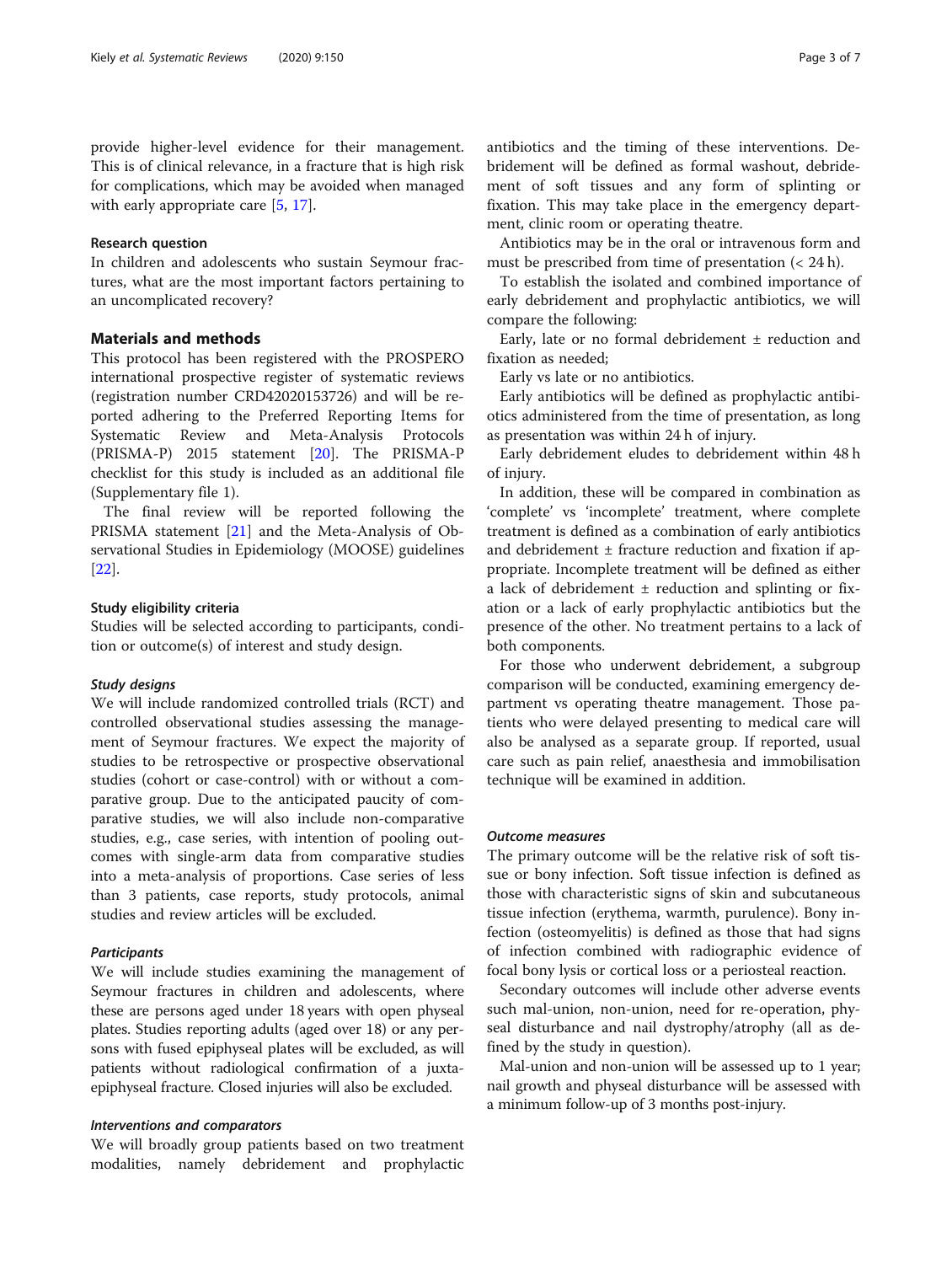provide higher-level evidence for their management. This is of clinical relevance, in a fracture that is high risk for complications, which may be avoided when managed with early appropriate care [5, 17].

### Research question

In children and adolescents who sustain Seymour fractures, what are the most important factors pertaining to an uncomplicated recovery?

## Materials and methods

This protocol has been registered with the PROSPERO international prospective register of systematic reviews (registration number CRD42020153726) and will be reported adhering to the Preferred Reporting Items for Systematic Review and Meta-Analysis Protocols (PRISMA-P) 2015 statement [20]. The PRISMA-P checklist for this study is included as an additional file (Supplementary file 1).

The final review will be reported following the PRISMA statement [21] and the Meta-Analysis of Observational Studies in Epidemiology (MOOSE) guidelines [22].

### Study eligibility criteria

Studies will be selected according to participants, condition or outcome(s) of interest and study design.

#### *Study designs*

We will include randomized controlled trials (RCT) and controlled observational studies assessing the management of Seymour fractures. We expect the majority of studies to be retrospective or prospective observational studies (cohort or case-control) with or without a comparative group. Due to the anticipated paucity of comparative studies, we will also include non-comparative studies, e.g., case series, with intention of pooling outcomes with single-arm data from comparative studies into a meta-analysis of proportions. Case series of less than 3 patients, case reports, study protocols, animal studies and review articles will be excluded.

#### *Participants*

We will include studies examining the management of Seymour fractures in children and adolescents, where these are persons aged under 18 years with open physeal plates. Studies reporting adults (aged over 18) or any persons with fused epiphyseal plates will be excluded, as will patients without radiological confirmation of a juxta-epiphyseal fracture. Closed injuries will also be excluded.

#### *Interventions and comparators*

We will broadly group patients based on two treatment modalities, namely debridement and prophylactic antibiotics and the timing of these interventions. Debridement will be defined as formal washout, debridement of soft tissues and any form of splinting or fixation. This may take place in the emergency department, clinic room or operating theatre.

Antibiotics may be in the oral or intravenous form and must be prescribed from time of presentation (< 24 h).

To establish the isolated and combined importance of early debridement and prophylactic antibiotics, we will compare the following:

Early, late or no formal debridement ± reduction and fixation as needed;

Early vs late or no antibiotics.

Early antibiotics will be defined as prophylactic antibiotics administered from the time of presentation, as long as presentation was within 24 h of injury.

Early debridement eludes to debridement within 48 h of injury.

In addition, these will be compared in combination as 'complete' vs 'incomplete' treatment, where complete treatment is defined as a combination of early antibiotics and debridement ± fracture reduction and fixation if appropriate. Incomplete treatment will be defined as either a lack of debridement ± reduction and splinting or fixation or a lack of early prophylactic antibiotics but the presence of the other. No treatment pertains to a lack of both components.

For those who underwent debridement, a subgroup comparison will be conducted, examining emergency department vs operating theatre management. Those patients who were delayed presenting to medical care will also be analysed as a separate group. If reported, usual care such as pain relief, anaesthesia and immobilisation technique will be examined in addition.

#### *Outcome measures*

The primary outcome will be the relative risk of soft tissue or bony infection. Soft tissue infection is defined as those with characteristic signs of skin and subcutaneous tissue infection (erythema, warmth, purulence). Bony infection (osteomyelitis) is defined as those that had signs of infection combined with radiographic evidence of focal bony lysis or cortical loss or a periosteal reaction.

Secondary outcomes will include other adverse events such mal-union, non-union, need for re-operation, physeal disturbance and nail dystrophy/atrophy (all as defined by the study in question).

Mal-union and non-union will be assessed up to 1 year; nail growth and physeal disturbance will be assessed with a minimum follow-up of 3 months post-injury.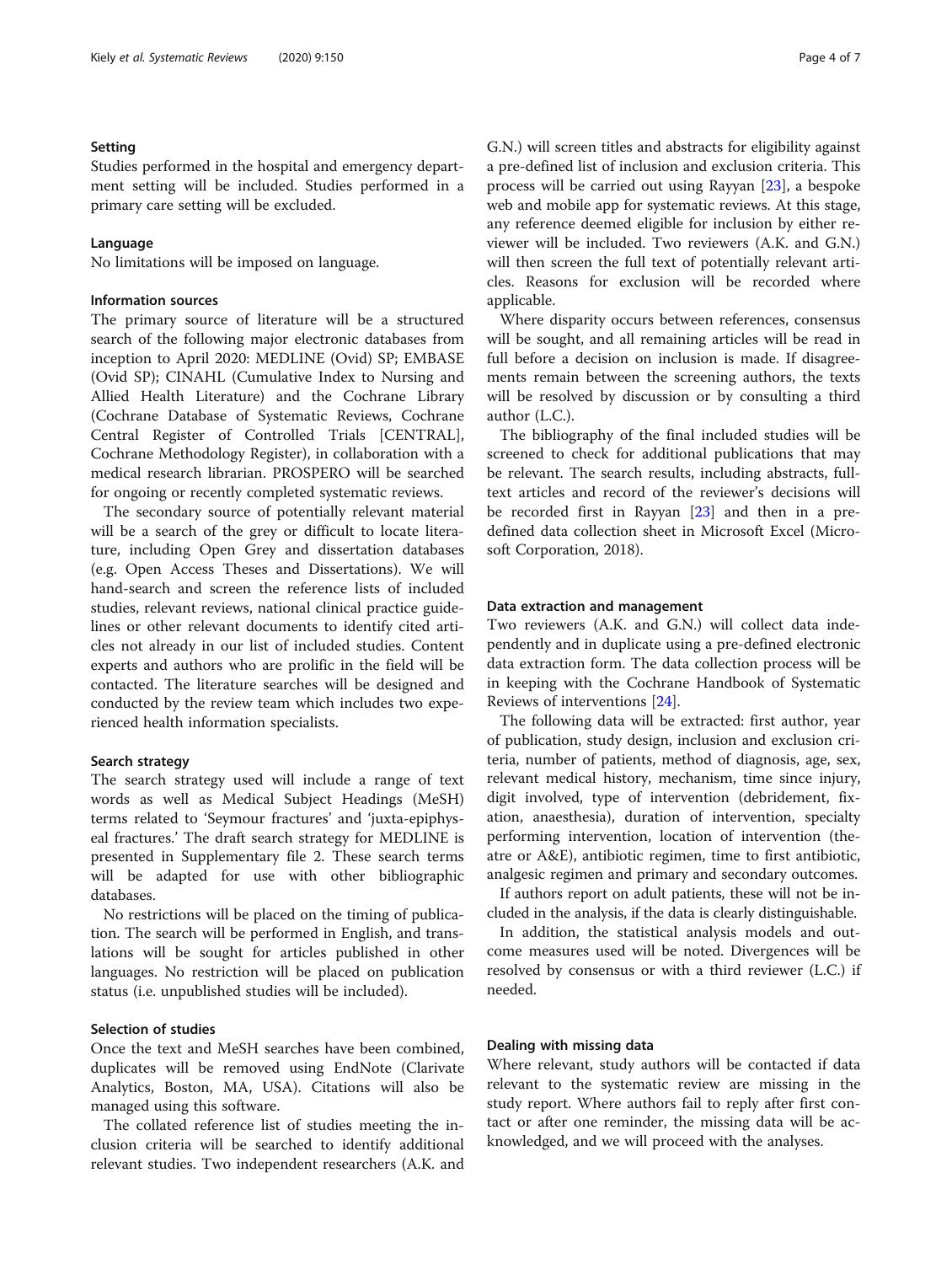### Setting

Studies performed in the hospital and emergency department setting will be included. Studies performed in a primary care setting will be excluded.

### Language

No limitations will be imposed on language.

### Information sources

The primary source of literature will be a structured search of the following major electronic databases from inception to April 2020: MEDLINE (Ovid) SP; EMBASE (Ovid SP); CINAHL (Cumulative Index to Nursing and Allied Health Literature) and the Cochrane Library (Cochrane Database of Systematic Reviews, Cochrane Central Register of Controlled Trials [CENTRAL], Cochrane Methodology Register), in collaboration with a medical research librarian. PROSPERO will be searched for ongoing or recently completed systematic reviews.

The secondary source of potentially relevant material will be a search of the grey or difficult to locate literature, including Open Grey and dissertation databases (e.g. Open Access Theses and Dissertations). We will hand-search and screen the reference lists of included studies, relevant reviews, national clinical practice guidelines or other relevant documents to identify cited articles not already in our list of included studies. Content experts and authors who are prolific in the field will be contacted. The literature searches will be designed and conducted by the review team which includes two experienced health information specialists.

### Search strategy

The search strategy used will include a range of text words as well as Medical Subject Headings (MeSH) terms related to 'Seymour fractures' and 'juxta-epiphyseal fractures.' The draft search strategy for MEDLINE is presented in Supplementary file 2. These search terms will be adapted for use with other bibliographic databases.

No restrictions will be placed on the timing of publication. The search will be performed in English, and translations will be sought for articles published in other languages. No restriction will be placed on publication status (i.e. unpublished studies will be included).

### Selection of studies

Once the text and MeSH searches have been combined, duplicates will be removed using EndNote (Clarivate Analytics, Boston, MA, USA). Citations will also be managed using this software.

The collated reference list of studies meeting the inclusion criteria will be searched to identify additional relevant studies. Two independent researchers (A.K. and G.N.) will screen titles and abstracts for eligibility against a pre-defined list of inclusion and exclusion criteria. This process will be carried out using Rayyan [23], a bespoke web and mobile app for systematic reviews. At this stage, any reference deemed eligible for inclusion by either reviewer will be included. Two reviewers (A.K. and G.N.) will then screen the full text of potentially relevant articles. Reasons for exclusion will be recorded where applicable.

Where disparity occurs between references, consensus will be sought, and all remaining articles will be read in full before a decision on inclusion is made. If disagreements remain between the screening authors, the texts will be resolved by discussion or by consulting a third author (L.C.).

The bibliography of the final included studies will be screened to check for additional publications that may be relevant. The search results, including abstracts, full-text articles and record of the reviewer's decisions will be recorded first in Rayyan [23] and then in a pre-defined data collection sheet in Microsoft Excel (Microsoft Corporation, 2018).

### Data extraction and management

Two reviewers (A.K. and G.N.) will collect data independently and in duplicate using a pre-defined electronic data extraction form. The data collection process will be in keeping with the Cochrane Handbook of Systematic Reviews of interventions [24].

The following data will be extracted: first author, year of publication, study design, inclusion and exclusion criteria, number of patients, method of diagnosis, age, sex, relevant medical history, mechanism, time since injury, digit involved, type of intervention (debridement, fixation, anaesthesia), duration of intervention, specialty performing intervention, location of intervention (theatre or A&E), antibiotic regimen, time to first antibiotic, analgesic regimen and primary and secondary outcomes.

If authors report on adult patients, these will not be included in the analysis, if the data is clearly distinguishable.

In addition, the statistical analysis models and outcome measures used will be noted. Divergences will be resolved by consensus or with a third reviewer (L.C.) if needed.

### Dealing with missing data

Where relevant, study authors will be contacted if data relevant to the systematic review are missing in the study report. Where authors fail to reply after first contact or after one reminder, the missing data will be acknowledged, and we will proceed with the analyses.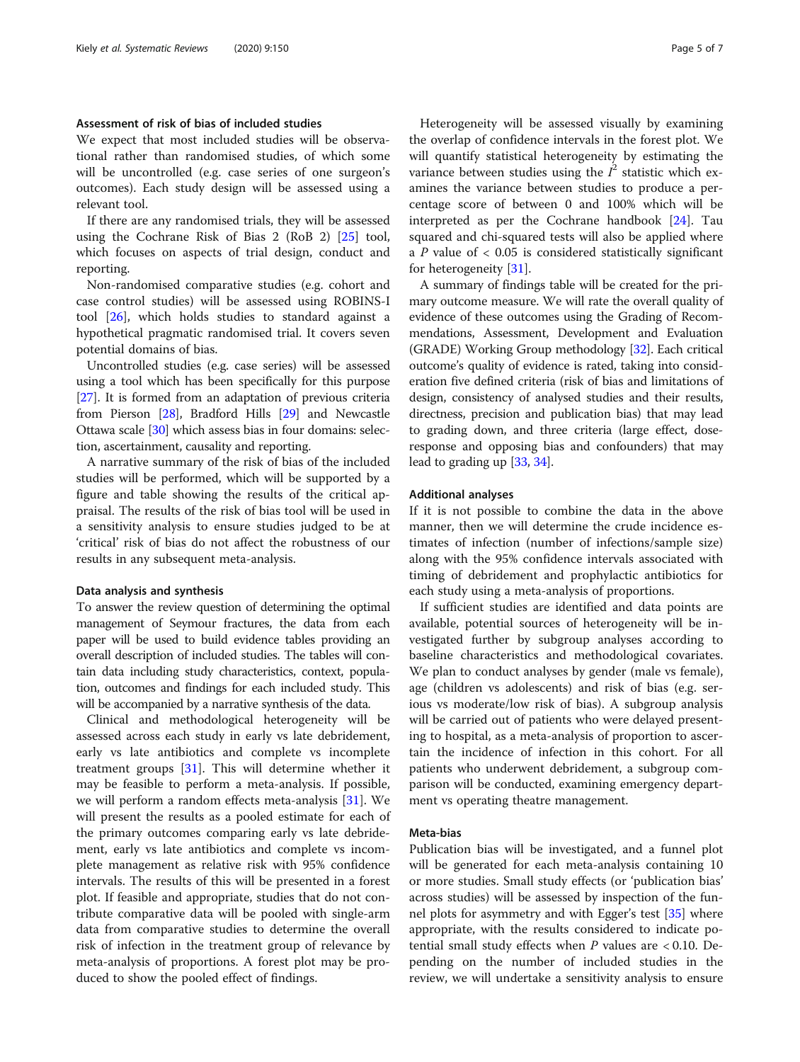### Assessment of risk of bias of included studies

We expect that most included studies will be observational rather than randomised studies, of which some will be uncontrolled (e.g. case series of one surgeon's outcomes). Each study design will be assessed using a relevant tool.

If there are any randomised trials, they will be assessed using the Cochrane Risk of Bias 2 (RoB 2) [25] tool, which focuses on aspects of trial design, conduct and reporting.

Non-randomised comparative studies (e.g. cohort and case control studies) will be assessed using ROBINS-I tool [26], which holds studies to standard against a hypothetical pragmatic randomised trial. It covers seven potential domains of bias.

Uncontrolled studies (e.g. case series) will be assessed using a tool which has been specifically for this purpose [27]. It is formed from an adaptation of previous criteria from Pierson [28], Bradford Hills [29] and Newcastle Ottawa scale [30] which assess bias in four domains: selection, ascertainment, causality and reporting.

A narrative summary of the risk of bias of the included studies will be performed, which will be supported by a figure and table showing the results of the critical appraisal. The results of the risk of bias tool will be used in a sensitivity analysis to ensure studies judged to be at 'critical' risk of bias do not affect the robustness of our results in any subsequent meta-analysis.

### Data analysis and synthesis

To answer the review question of determining the optimal management of Seymour fractures, the data from each paper will be used to build evidence tables providing an overall description of included studies. The tables will contain data including study characteristics, context, population, outcomes and findings for each included study. This will be accompanied by a narrative synthesis of the data.

Clinical and methodological heterogeneity will be assessed across each study in early vs late debridement, early vs late antibiotics and complete vs incomplete treatment groups [31]. This will determine whether it may be feasible to perform a meta-analysis. If possible, we will perform a random effects meta-analysis [31]. We will present the results as a pooled estimate for each of the primary outcomes comparing early vs late debridement, early vs late antibiotics and complete vs incomplete management as relative risk with 95% confidence intervals. The results of this will be presented in a forest plot. If feasible and appropriate, studies that do not contribute comparative data will be pooled with single-arm data from comparative studies to determine the overall risk of infection in the treatment group of relevance by meta-analysis of proportions. A forest plot may be produced to show the pooled effect of findings.

Heterogeneity will be assessed visually by examining the overlap of confidence intervals in the forest plot. We will quantify statistical heterogeneity by estimating the variance between studies using the $I^2$ statistic which examines the variance between studies to produce a percentage score of between 0 and 100% which will be interpreted as per the Cochrane handbook [24]. Tau squared and chi-squared tests will also be applied where a $P$ value of $< 0.05$ is considered statistically significant for heterogeneity [31].

A summary of findings table will be created for the primary outcome measure. We will rate the overall quality of evidence of these outcomes using the Grading of Recommendations, Assessment, Development and Evaluation (GRADE) Working Group methodology [32]. Each critical outcome's quality of evidence is rated, taking into consideration five defined criteria (risk of bias and limitations of design, consistency of analysed studies and their results, directness, precision and publication bias) that may lead to grading down, and three criteria (large effect, dose-response and opposing bias and confounders) that may lead to grading up [33, 34].

### Additional analyses

If it is not possible to combine the data in the above manner, then we will determine the crude incidence estimates of infection (number of infections/sample size) along with the 95% confidence intervals associated with timing of debridement and prophylactic antibiotics for each study using a meta-analysis of proportions.

If sufficient studies are identified and data points are available, potential sources of heterogeneity will be investigated further by subgroup analyses according to baseline characteristics and methodological covariates. We plan to conduct analyses by gender (male vs female), age (children vs adolescents) and risk of bias (e.g. serious vs moderate/low risk of bias). A subgroup analysis will be carried out of patients who were delayed presenting to hospital, as a meta-analysis of proportion to ascertain the incidence of infection in this cohort. For all patients who underwent debridement, a subgroup comparison will be conducted, examining emergency department vs operating theatre management.

### Meta-bias

Publication bias will be investigated, and a funnel plot will be generated for each meta-analysis containing 10 or more studies. Small study effects (or 'publication bias' across studies) will be assessed by inspection of the funnel plots for asymmetry and with Egger's test [35] where appropriate, with the results considered to indicate potential small study effects when $P$ values are $< 0.10$. Depending on the number of included studies in the review, we will undertake a sensitivity analysis to ensure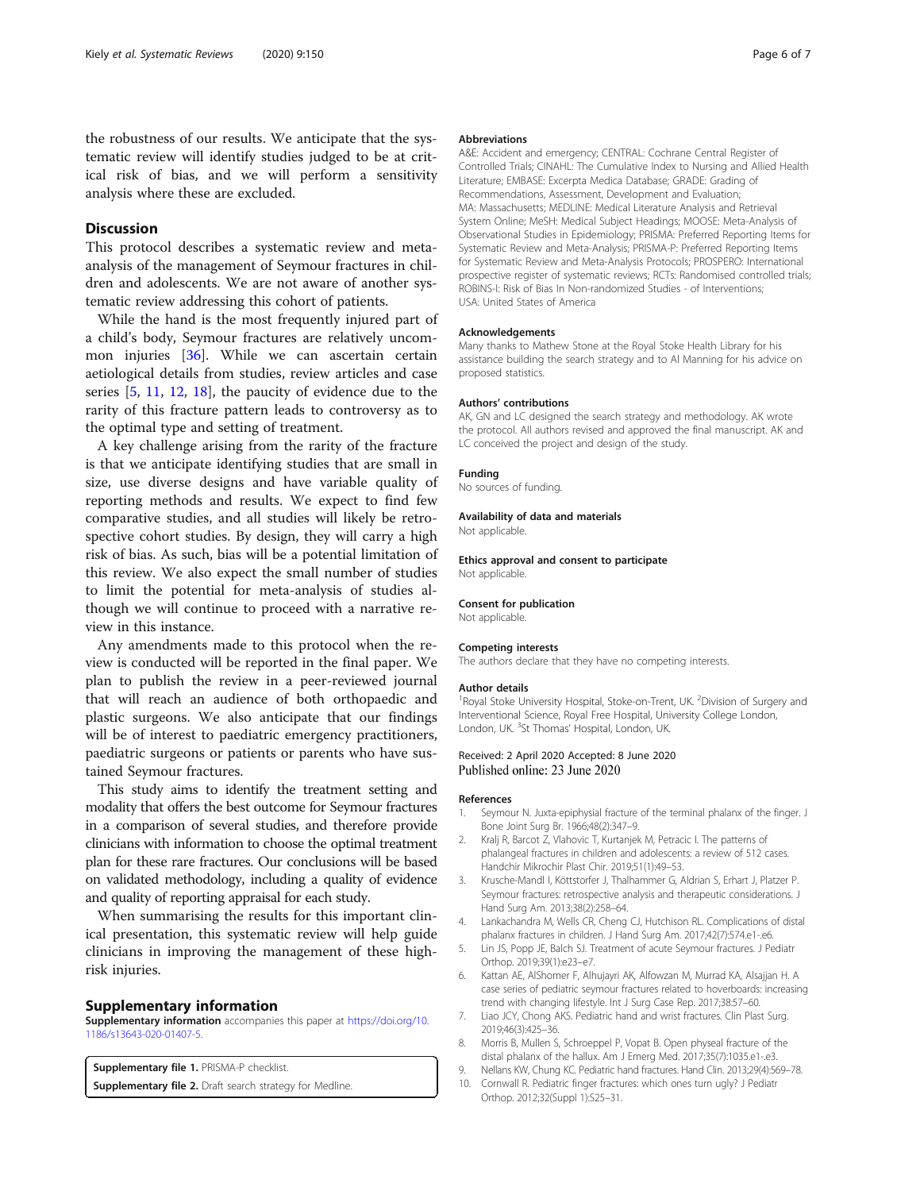the robustness of our results. We anticipate that the systematic review will identify studies judged to be at critical risk of bias, and we will perform a sensitivity analysis where these are excluded.

## Discussion

This protocol describes a systematic review and meta-analysis of the management of Seymour fractures in children and adolescents. We are not aware of another systematic review addressing this cohort of patients.

While the hand is the most frequently injured part of a child's body, Seymour fractures are relatively uncommon injuries [36]. While we can ascertain certain aetiological details from studies, review articles and case series [5, 11, 12, 18], the paucity of evidence due to the rarity of this fracture pattern leads to controversy as to the optimal type and setting of treatment.

A key challenge arising from the rarity of the fracture is that we anticipate identifying studies that are small in size, use diverse designs and have variable quality of reporting methods and results. We expect to find few comparative studies, and all studies will likely be retrospective cohort studies. By design, they will carry a high risk of bias. As such, bias will be a potential limitation of this review. We also expect the small number of studies to limit the potential for meta-analysis of studies although we will continue to proceed with a narrative review in this instance.

Any amendments made to this protocol when the review is conducted will be reported in the final paper. We plan to publish the review in a peer-reviewed journal that will reach an audience of both orthopaedic and plastic surgeons. We also anticipate that our findings will be of interest to paediatric emergency practitioners, paediatric surgeons or patients or parents who have sustained Seymour fractures.

This study aims to identify the treatment setting and modality that offers the best outcome for Seymour fractures in a comparison of several studies, and therefore provide clinicians with information to choose the optimal treatment plan for these rare fractures. Our conclusions will be based on validated methodology, including a quality of evidence and quality of reporting appraisal for each study.

When summarising the results for this important clinical presentation, this systematic review will help guide clinicians in improving the management of these high-risk injuries.

## Supplementary information

**Supplementary information** accompanies this paper at https://doi.org/10.1186/s13643-020-01407-5.

**Supplementary file 1.** PRISMA-P checklist.
**Supplementary file 2.** Draft search strategy for Medline.

#### Abbreviations

A&E: Accident and emergency; CENTRAL: Cochrane Central Register of Controlled Trials; CINAHL: The Cumulative Index to Nursing and Allied Health Literature; EMBASE: Excerpta Medica Database; GRADE: Grading of Recommendations, Assessment, Development and Evaluation; MA: Massachusetts; MEDLINE: Medical Literature Analysis and Retrieval System Online; MeSH: Medical Subject Headings; MOOSE: Meta-Analysis of Observational Studies in Epidemiology; PRISMA: Preferred Reporting Items for Systematic Review and Meta-Analysis; PRISMA-P: Preferred Reporting Items for Systematic Review and Meta-Analysis Protocols; PROSPERO: International prospective register of systematic reviews; RCTs: Randomised controlled trials; ROBINS-I: Risk of Bias In Non-randomized Studies - of Interventions; USA: United States of America

#### Acknowledgements

Many thanks to Mathew Stone at the Royal Stoke Health Library for his assistance building the search strategy and to Al Manning for his advice on proposed statistics.

#### Authors' contributions

AK, GN and LC designed the search strategy and methodology. AK wrote the protocol. All authors revised and approved the final manuscript. AK and LC conceived the project and design of the study.

#### Funding

No sources of funding.

#### Availability of data and materials

Not applicable.

#### Ethics approval and consent to participate

Not applicable.

#### Consent for publication

Not applicable.

#### Competing interests

The authors declare that they have no competing interests.

#### Author details

[1]Royal Stoke University Hospital, Stoke-on-Trent, UK. [2]Division of Surgery and Interventional Science, Royal Free Hospital, University College London, London, UK. [3]St Thomas' Hospital, London, UK.

Received: 2 April 2020 Accepted: 8 June 2020
Published online: 23 June 2020

#### References

1. Seymour N. Juxta-epiphysial fracture of the terminal phalanx of the finger. J Bone Joint Surg Br. 1966;48(2):347–9.
2. Kralj R, Barcot Z, Vlahovic T, Kurtanjek M, Petracic I. The patterns of phalangeal fractures in children and adolescents: a review of 512 cases. Handchir Mikrochir Plast Chir. 2019;51(1):49–53.
3. Krusche-Mandl I, Köttstorfer J, Thalhammer G, Aldrian S, Erhart J, Platzer P. Seymour fractures: retrospective analysis and therapeutic considerations. J Hand Surg Am. 2013;38(2):258–64.
4. Lankachandra M, Wells CR, Cheng CJ, Hutchison RL. Complications of distal phalanx fractures in children. J Hand Surg Am. 2017;42(7):574.e1–.e6.
5. Lin JS, Popp JE, Balch SJ. Treatment of acute Seymour fractures. J Pediatr Orthop. 2019;39(1):e23–e7.
6. Kattan AE, AlShomer F, Alhujayri AK, Alfowzan M, Murrad KA, Alsajjan H. A case series of pediatric seymour fractures related to hoverboards: increasing trend with changing lifestyle. Int J Surg Case Rep. 2017;38:57–60.
7. Liao JCY, Chong AKS. Pediatric hand and wrist fractures. Clin Plast Surg. 2019;46(3):425–36.
8. Morris B, Mullen S, Schroeppel P, Vopat B. Open physeal fracture of the distal phalanx of the hallux. Am J Emerg Med. 2017;35(7):1035.e1–.e3.
9. Nellans KW, Chung KC. Pediatric hand fractures. Hand Clin. 2013;29(4):569–78.
10. Cornwall R. Pediatric finger fractures: which ones turn ugly? J Pediatr Orthop. 2012;32(Suppl 1):S25–31.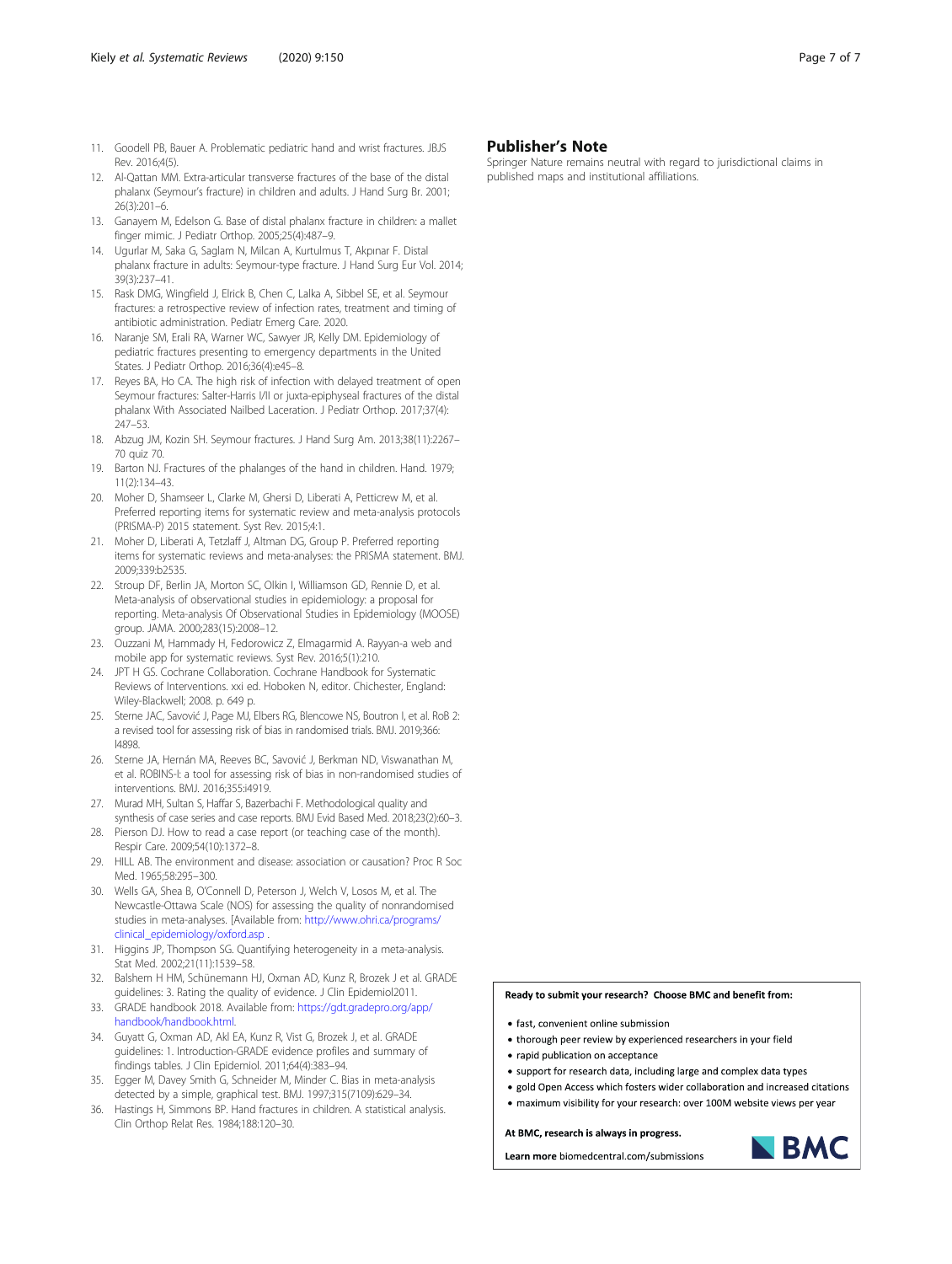11. Goodell PB, Bauer A. Problematic pediatric hand and wrist fractures. JBJS Rev. 2016;4(5).
12. Al-Qattan MM. Extra-articular transverse fractures of the base of the distal phalanx (Seymour's fracture) in children and adults. J Hand Surg Br. 2001; 26(3):201–6.
13. Ganayem M, Edelson G. Base of distal phalanx fracture in children: a mallet finger mimic. J Pediatr Orthop. 2005;25(4):487–9.
14. Ugurlar M, Saka G, Saglam N, Milcan A, Kurtulmus T, Akpınar F. Distal phalanx fracture in adults: Seymour-type fracture. J Hand Surg Eur Vol. 2014; 39(3):237–41.
15. Rask DMG, Wingfield J, Elrick B, Chen C, Lalka A, Sibbel SE, et al. Seymour fractures: a retrospective review of infection rates, treatment and timing of antibiotic administration. Pediatr Emerg Care. 2020.
16. Naranje SM, Erali RA, Warner WC, Sawyer JR, Kelly DM. Epidemiology of pediatric fractures presenting to emergency departments in the United States. J Pediatr Orthop. 2016;36(4):e45–8.
17. Reyes BA, Ho CA. The high risk of infection with delayed treatment of open Seymour fractures: Salter-Harris I/II or juxta-epiphyseal fractures of the distal phalanx With Associated Nailbed Laceration. J Pediatr Orthop. 2017;37(4): 247–53.
18. Abzug JM, Kozin SH. Seymour fractures. J Hand Surg Am. 2013;38(11):2267–70 quiz 70.
19. Barton NJ. Fractures of the phalanges of the hand in children. Hand. 1979; 11(2):134–43.
20. Moher D, Shamseer L, Clarke M, Ghersi D, Liberati A, Petticrew M, et al. Preferred reporting items for systematic review and meta-analysis protocols (PRISMA-P) 2015 statement. Syst Rev. 2015;4:1.
21. Moher D, Liberati A, Tetzlaff J, Altman DG, Group P. Preferred reporting items for systematic reviews and meta-analyses: the PRISMA statement. BMJ. 2009;339:b2535.
22. Stroup DF, Berlin JA, Morton SC, Olkin I, Williamson GD, Rennie D, et al. Meta-analysis of observational studies in epidemiology: a proposal for reporting. Meta-analysis Of Observational Studies in Epidemiology (MOOSE) group. JAMA. 2000;283(15):2008–12.
23. Ouzzani M, Hammady H, Fedorowicz Z, Elmagarmid A. Rayyan-a web and mobile app for systematic reviews. Syst Rev. 2016;5(1):210.
24. JPT H GS. Cochrane Collaboration. Cochrane Handbook for Systematic Reviews of Interventions. xxi ed. Hoboken N, editor. Chichester, England: Wiley-Blackwell; 2008. p. 649 p.
25. Sterne JAC, Savović J, Page MJ, Elbers RG, Blencowe NS, Boutron I, et al. RoB 2: a revised tool for assessing risk of bias in randomised trials. BMJ. 2019;366: l4898.
26. Sterne JA, Hernán MA, Reeves BC, Savović J, Berkman ND, Viswanathan M, et al. ROBINS-I: a tool for assessing risk of bias in non-randomised studies of interventions. BMJ. 2016;355:i4919.
27. Murad MH, Sultan S, Haffar S, Bazerbachi F. Methodological quality and synthesis of case series and case reports. BMJ Evid Based Med. 2018;23(2):60–3.
28. Pierson DJ. How to read a case report (or teaching case of the month). Respir Care. 2009;54(10):1372–8.
29. HILL AB. The environment and disease: association or causation? Proc R Soc Med. 1965;58:295–300.
30. Wells GA, Shea B, O'Connell D, Peterson J, Welch V, Losos M, et al. The Newcastle-Ottawa Scale (NOS) for assessing the quality of nonrandomised studies in meta-analyses. [Available from: http://www.ohri.ca/programs/clinical_epidemiology/oxford.asp .
31. Higgins JP, Thompson SG. Quantifying heterogeneity in a meta-analysis. Stat Med. 2002;21(11):1539–58.
32. Balshem H HM, Schünemann HJ, Oxman AD, Kunz R, Brozek J et al. GRADE guidelines: 3. Rating the quality of evidence. J Clin Epidemiol2011.
33. GRADE handbook 2018. Available from: https://gdt.gradepro.org/app/handbook/handbook.html.
34. Guyatt G, Oxman AD, Akl EA, Kunz R, Vist G, Brozek J, et al. GRADE guidelines: 1. Introduction-GRADE evidence profiles and summary of findings tables. J Clin Epidemiol. 2011;64(4):383–94.
35. Egger M, Davey Smith G, Schneider M, Minder C. Bias in meta-analysis detected by a simple, graphical test. BMJ. 1997;315(7109):629–34.
36. Hastings H, Simmons BP. Hand fractures in children. A statistical analysis. Clin Orthop Relat Res. 1984;188:120–30.

## Publisher's Note

Springer Nature remains neutral with regard to jurisdictional claims in published maps and institutional affiliations.

**Ready to submit your research? Choose BMC and benefit from:**

- fast, convenient online submission
- thorough peer review by experienced researchers in your field
- rapid publication on acceptance
- support for research data, including large and complex data types
- gold Open Access which fosters wider collaboration and increased citations
- maximum visibility for your research: over 100M website views per year

**At BMC, research is always in progress.**

**Learn more** biomedcentral.com/submissions

BMC